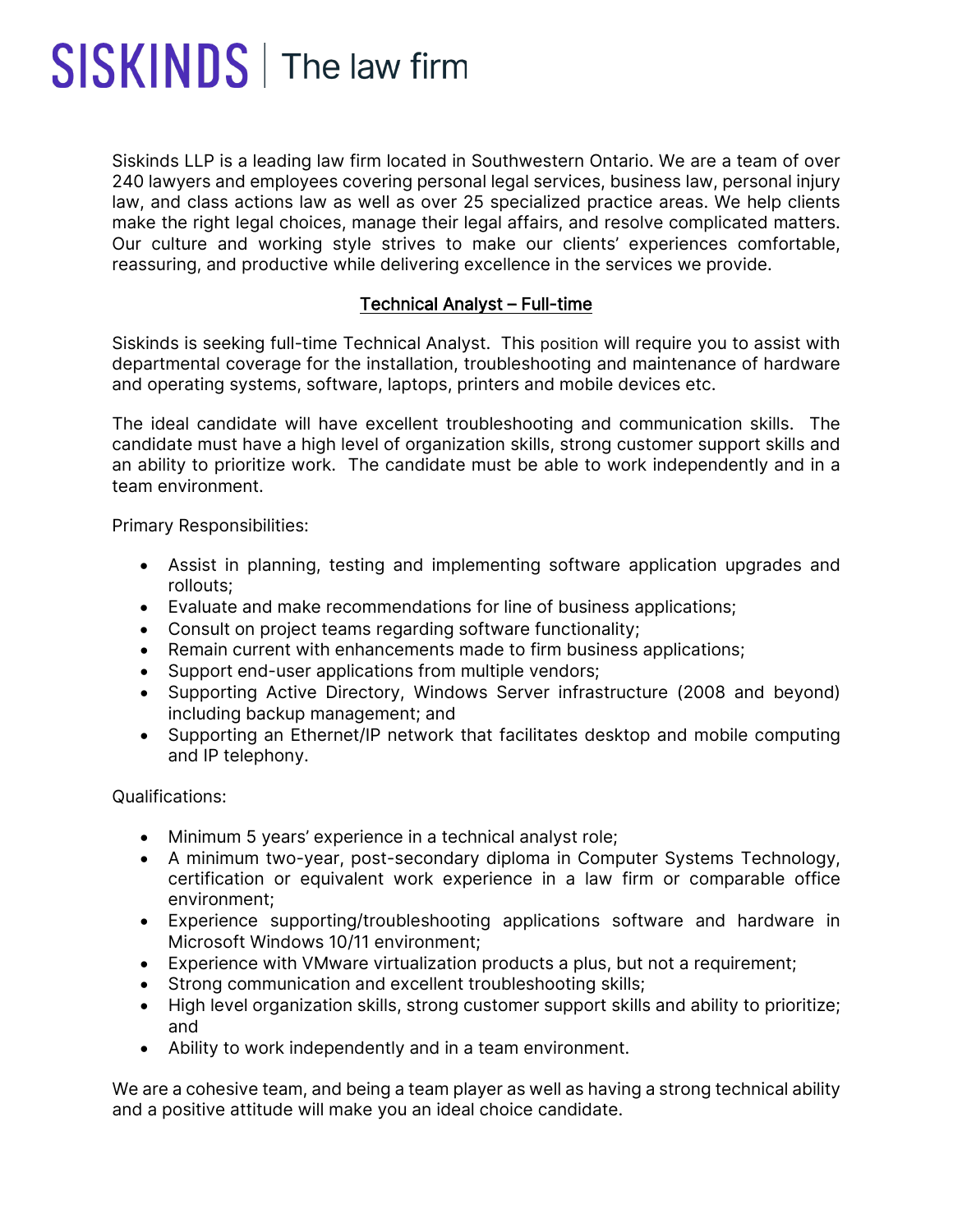# SISKINDS | The law firm

Siskinds LLP is a leading law firm located in Southwestern Ontario. We are a team of over 240 lawyers and employees covering personal legal services, business law, personal injury law, and class actions law as well as over 25 specialized practice areas. We help clients make the right legal choices, manage their legal affairs, and resolve complicated matters. Our culture and working style strives to make our clients' experiences comfortable, reassuring, and productive while delivering excellence in the services we provide.

## Technical Analyst – Full-time

Siskinds is seeking full-time Technical Analyst. This position will require you to assist with departmental coverage for the installation, troubleshooting and maintenance of hardware and operating systems, software, laptops, printers and mobile devices etc.

The ideal candidate will have excellent troubleshooting and communication skills. The candidate must have a high level of organization skills, strong customer support skills and an ability to prioritize work. The candidate must be able to work independently and in a team environment.

Primary Responsibilities:

- Assist in planning, testing and implementing software application upgrades and rollouts;
- Evaluate and make recommendations for line of business applications;
- Consult on project teams regarding software functionality;
- Remain current with enhancements made to firm business applications;
- Support end-user applications from multiple vendors;
- Supporting Active Directory, Windows Server infrastructure (2008 and beyond) including backup management; and
- Supporting an Ethernet/IP network that facilitates desktop and mobile computing and IP telephony.

Qualifications:

- Minimum 5 years' experience in a technical analyst role;
- A minimum two-year, post-secondary diploma in Computer Systems Technology, certification or equivalent work experience in a law firm or comparable office environment;
- Experience supporting/troubleshooting applications software and hardware in Microsoft Windows 10/11 environment;
- Experience with VMware virtualization products a plus, but not a requirement;
- Strong communication and excellent troubleshooting skills;
- High level organization skills, strong customer support skills and ability to prioritize; and
- Ability to work independently and in a team environment.

We are a cohesive team, and being a team player as well as having a strong technical ability and a positive attitude will make you an ideal choice candidate.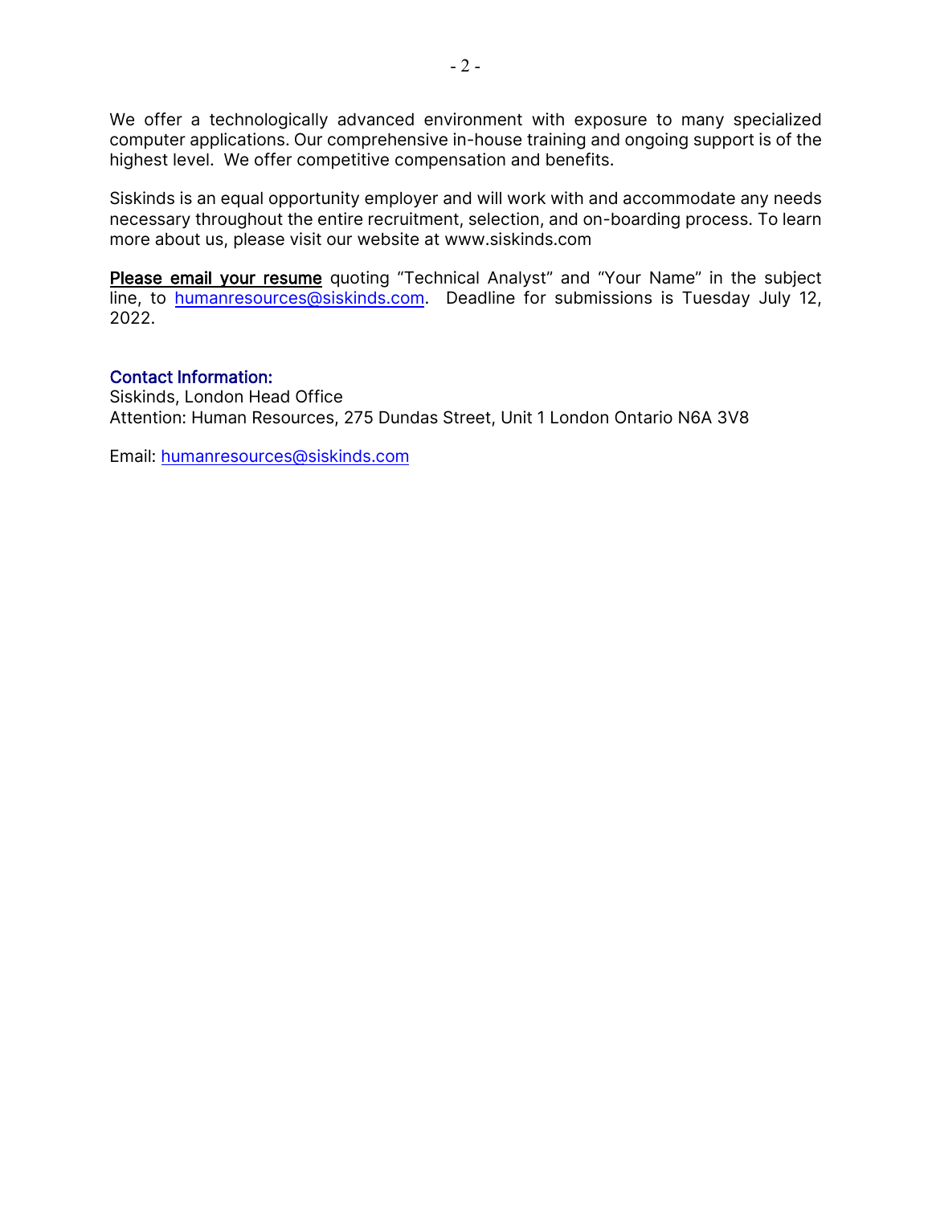We offer a technologically advanced environment with exposure to many specialized computer applications. Our comprehensive in-house training and ongoing support is of the highest level. We offer competitive compensation and benefits.

Siskinds is an equal opportunity employer and will work with and accommodate any needs necessary throughout the entire recruitment, selection, and on-boarding process. To learn more about us, please visit our website at www.siskinds.com

**Please email your resume** quoting "Technical Analyst" and "Your Name" in the subject line, to humanresources@siskinds.com. Deadline for submissions is Tuesday July 12, 2022.

**Contact Information:**
Siskinds, London Head Office
Attention: Human Resources, 275 Dundas Street, Unit 1 London Ontario N6A 3V8

Email: humanresources@siskinds.com